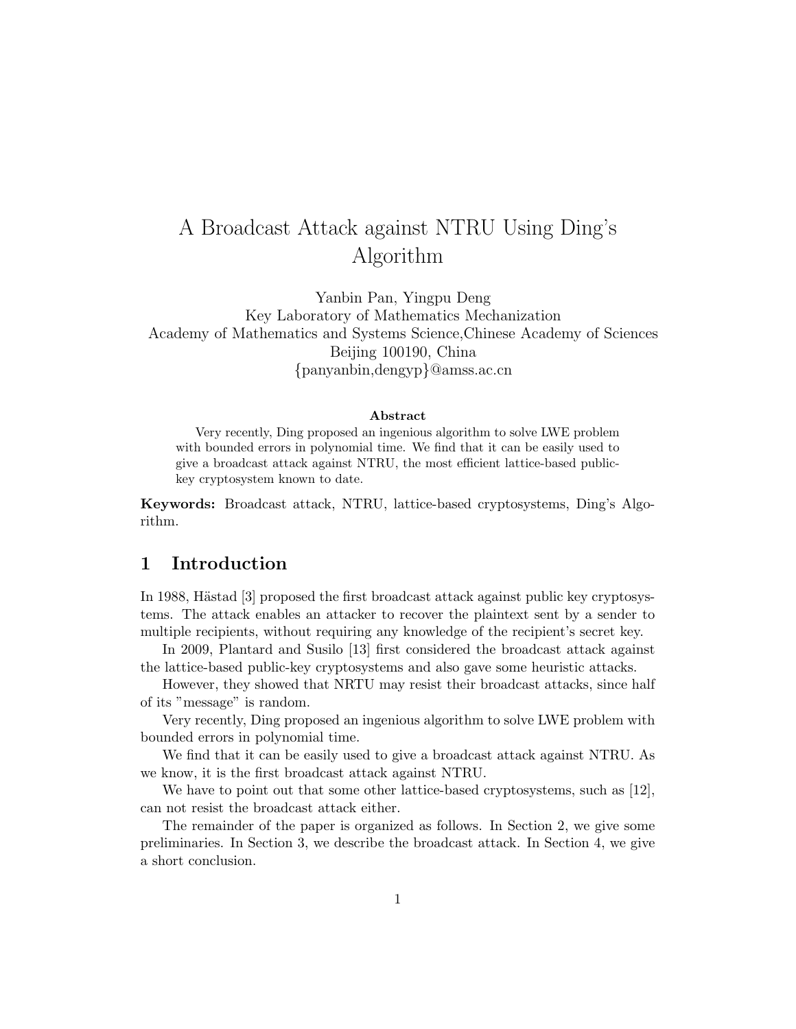// Title
# A Broadcast Attack against NTRU Using Ding's Algorithm

Yanbin Pan, Yingpu Deng
Key Laboratory of Mathematics Mechanization
Academy of Mathematics and Systems Science,Chinese Academy of Sciences
Beijing 100190, China
{panyanbin,dengyp}@amss.ac.cn

**Abstract**

Very recently, Ding proposed an ingenious algorithm to solve LWE problem with bounded errors in polynomial time. We find that it can be easily used to give a broadcast attack against NTRU, the most efficient lattice-based public-key cryptosystem known to date.

**Keywords:** Broadcast attack, NTRU, lattice-based cryptosystems, Ding's Algorithm.

## 1 Introduction

In 1988, Håstad [3] proposed the first broadcast attack against public key cryptosystems. The attack enables an attacker to recover the plaintext sent by a sender to multiple recipients, without requiring any knowledge of the recipient's secret key.

In 2009, Plantard and Susilo [13] first considered the broadcast attack against the lattice-based public-key cryptosystems and also gave some heuristic attacks.

However, they showed that NRTU may resist their broadcast attacks, since half of its "message" is random.

Very recently, Ding proposed an ingenious algorithm to solve LWE problem with bounded errors in polynomial time.

We find that it can be easily used to give a broadcast attack against NTRU. As we know, it is the first broadcast attack against NTRU.

We have to point out that some other lattice-based cryptosystems, such as [12], can not resist the broadcast attack either.

The remainder of the paper is organized as follows. In Section 2, we give some preliminaries. In Section 3, we describe the broadcast attack. In Section 4, we give a short conclusion.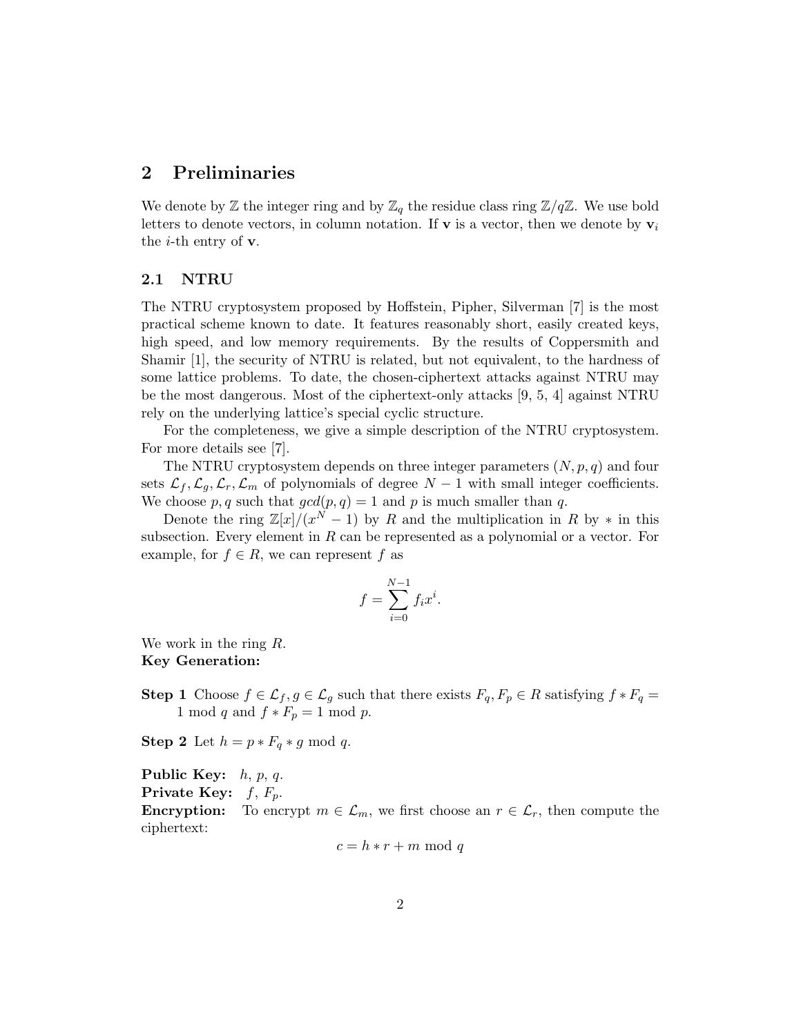## 2 Preliminaries

We denote by $\mathbb{Z}$ the integer ring and by $\mathbb{Z}_q$ the residue class ring $\mathbb{Z}/q\mathbb{Z}$. We use bold letters to denote vectors, in column notation. If $\mathbf{v}$ is a vector, then we denote by $\mathbf{v}_i$ the $i$-th entry of $\mathbf{v}$.

### 2.1 NTRU

The NTRU cryptosystem proposed by Hoffstein, Pipher, Silverman [7] is the most practical scheme known to date. It features reasonably short, easily created keys, high speed, and low memory requirements. By the results of Coppersmith and Shamir [1], the security of NTRU is related, but not equivalent, to the hardness of some lattice problems. To date, the chosen-ciphertext attacks against NTRU may be the most dangerous. Most of the ciphertext-only attacks [9, 5, 4] against NTRU rely on the underlying lattice's special cyclic structure.

For the completeness, we give a simple description of the NTRU cryptosystem. For more details see [7].

The NTRU cryptosystem depends on three integer parameters $(N, p, q)$ and four sets $\mathcal{L}_f, \mathcal{L}_g, \mathcal{L}_r, \mathcal{L}_m$ of polynomials of degree $N-1$ with small integer coefficients. We choose $p, q$ such that $gcd(p, q) = 1$ and $p$ is much smaller than $q$.

Denote the ring $\mathbb{Z}[x]/(x^N - 1)$ by $R$ and the multiplication in $R$ by $*$ in this subsection. Every element in $R$ can be represented as a polynomial or a vector. For example, for $f \in R$, we can represent $f$ as

$$f = \sum_{i=0}^{N-1} f_i x^i.$$

We work in the ring $R$.

**Key Generation:**

**Step 1** Choose $f \in \mathcal{L}_f, g \in \mathcal{L}_g$ such that there exists $F_q, F_p \in R$ satisfying $f * F_q = 1 \bmod q$ and $f * F_p = 1 \bmod p$.

**Step 2** Let $h = p * F_q * g \bmod q$.

**Public Key:** $h$, $p$, $q$.

**Private Key:** $f$, $F_p$.

**Encryption:** To encrypt $m \in \mathcal{L}_m$, we first choose an $r \in \mathcal{L}_r$, then compute the ciphertext:

$$c = h * r + m \bmod q$$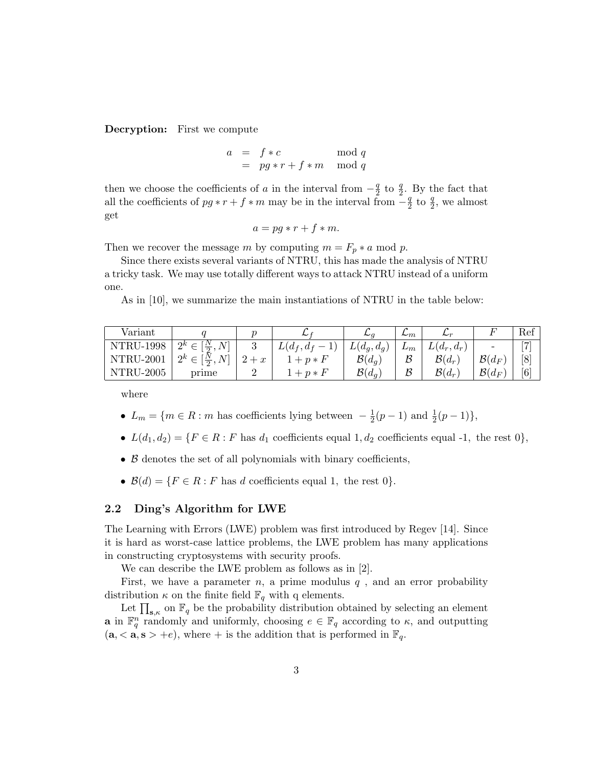**Decryption:** First we compute

$$
\begin{aligned}
a &= f * c \quad &\bmod q \\
&= pg * r + f * m \quad &\bmod q
\end{aligned}
$$

then we choose the coefficients of $a$ in the interval from $-\frac{q}{2}$ to $\frac{q}{2}$. By the fact that all the coefficients of $pg * r + f * m$ may be in the interval from $-\frac{q}{2}$ to $\frac{q}{2}$, we almost get

$$
a = pg * r + f * m.
$$

Then we recover the message $m$ by computing $m = F_p * a \bmod p$.

Since there exists several variants of NTRU, this has made the analysis of NTRU a tricky task. We may use totally different ways to attack NTRU instead of a uniform one.

As in [10], we summarize the main instantiations of NTRU in the table below:

| Variant | $q$ | $p$ | $\mathcal{L}_f$ | $\mathcal{L}_g$ | $\mathcal{L}_m$ | $\mathcal{L}_r$ | $F$ | Ref |
|---|---|---|---|---|---|---|---|---|
| NTRU-1998 | $2^k \in [\frac{N}{2}, N]$ | 3 | $L(d_f, d_f - 1)$ | $L(d_g, d_g)$ | $L_m$ | $L(d_r, d_r)$ | - | [7] |
| NTRU-2001 | $2^k \in [\frac{N}{2}, N]$ | $2 + x$ | $1 + p * F$ | $\mathcal{B}(d_g)$ | $\mathcal{B}$ | $\mathcal{B}(d_r)$ | $\mathcal{B}(d_F)$ | [8] |
| NTRU-2005 | prime | 2 | $1 + p * F$ | $\mathcal{B}(d_g)$ | $\mathcal{B}$ | $\mathcal{B}(d_r)$ | $\mathcal{B}(d_F)$ | [6] |

where

- $L_m = \{m \in R : m$ has coefficients lying between $-\frac{1}{2}(p-1)$ and $\frac{1}{2}(p-1)\}$,
- $L(d_1, d_2) = \{F \in R : F$ has $d_1$ coefficients equal 1, $d_2$ coefficients equal -1, the rest 0$\}$,
- $\mathcal{B}$ denotes the set of all polynomials with binary coefficients,
- $\mathcal{B}(d) = \{F \in R : F$ has $d$ coefficients equal 1, the rest 0$\}$.

## 2.2 Ding's Algorithm for LWE

The Learning with Errors (LWE) problem was first introduced by Regev [14]. Since it is hard as worst-case lattice problems, the LWE problem has many applications in constructing cryptosystems with security proofs.

We can describe the LWE problem as follows as in [2].

First, we have a parameter $n$, a prime modulus $q$ , and an error probability distribution $\kappa$ on the finite field $\mathbb{F}_q$ with q elements.

Let $\prod_{\mathbf{s},\kappa}$ on $\mathbb{F}_q$ be the probability distribution obtained by selecting an element $\mathbf{a}$ in $\mathbb{F}_q^n$ randomly and uniformly, choosing $e \in \mathbb{F}_q$ according to $\kappa$, and outputting $(\mathbf{a}, <\mathbf{a}, \mathbf{s}> +e)$, where $+$ is the addition that is performed in $\mathbb{F}_q$.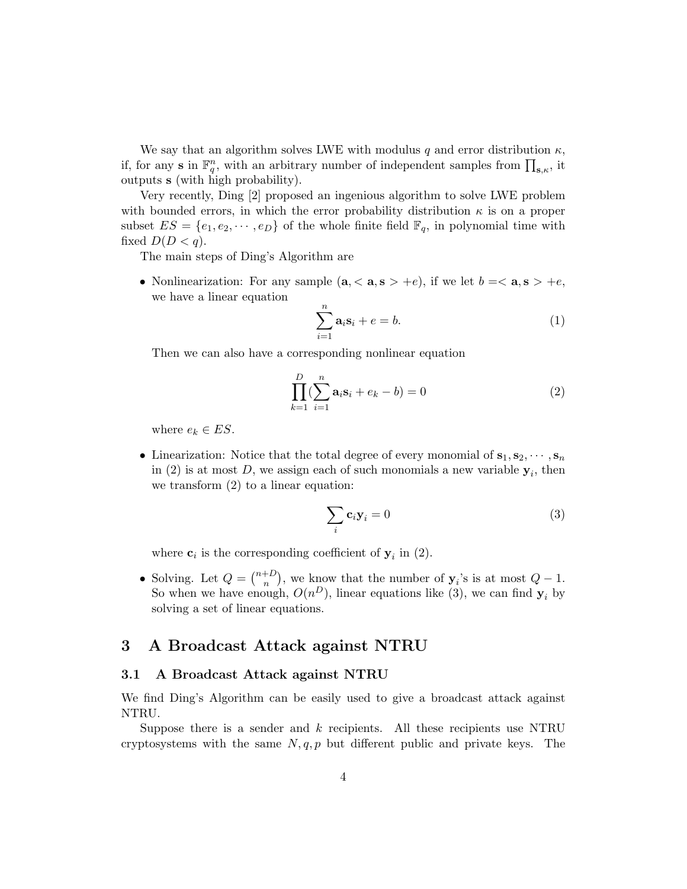We say that an algorithm solves LWE with modulus $q$ and error distribution $\kappa$, if, for any $\mathbf{s}$ in $\mathbb{F}_q^n$, with an arbitrary number of independent samples from $\prod_{\mathbf{s},\kappa}$, it outputs $\mathbf{s}$ (with high probability).

Very recently, Ding [2] proposed an ingenious algorithm to solve LWE problem with bounded errors, in which the error probability distribution $\kappa$ is on a proper subset $ES = \{e_1, e_2, \cdots, e_D\}$ of the whole finite field $\mathbb{F}_q$, in polynomial time with fixed $D (D < q)$.

The main steps of Ding's Algorithm are

- Nonlinearization: For any sample $(\mathbf{a}, <\mathbf{a}, \mathbf{s}> + e)$, if we let $b = <\mathbf{a}, \mathbf{s}> + e$, we have a linear equation

$$\sum_{i=1}^{n} \mathbf{a}_i \mathbf{s}_i + e = b. \tag{1}$$

  Then we can also have a corresponding nonlinear equation

$$\prod_{k=1}^{D} (\sum_{i=1}^{n} \mathbf{a}_i \mathbf{s}_i + e_k - b) = 0 \tag{2}$$

  where $e_k \in ES$.

- Linearization: Notice that the total degree of every monomial of $\mathbf{s}_1, \mathbf{s}_2, \cdots, \mathbf{s}_n$ in (2) is at most $D$, we assign each of such monomials a new variable $\mathbf{y}_i$, then we transform (2) to a linear equation:

$$\sum_i \mathbf{c}_i \mathbf{y}_i = 0 \tag{3}$$

  where $\mathbf{c}_i$ is the corresponding coefficient of $\mathbf{y}_i$ in (2).

- Solving. Let $Q = \binom{n+D}{n}$, we know that the number of $\mathbf{y}_i$'s is at most $Q - 1$. So when we have enough, $O(n^D)$, linear equations like (3), we can find $\mathbf{y}_i$ by solving a set of linear equations.

# 3 A Broadcast Attack against NTRU

## 3.1 A Broadcast Attack against NTRU

We find Ding's Algorithm can be easily used to give a broadcast attack against NTRU.

Suppose there is a sender and $k$ recipients. All these recipients use NTRU cryptosystems with the same $N, q, p$ but different public and private keys. The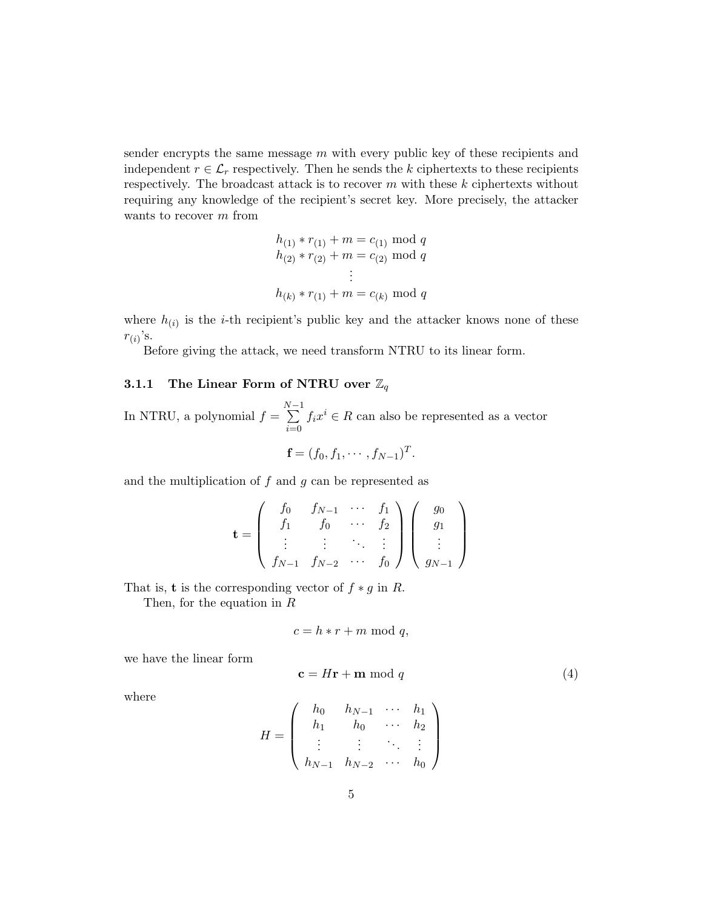sender encrypts the same message $m$ with every public key of these recipients and independent $r \in \mathcal{L}_r$ respectively. Then he sends the $k$ ciphertexts to these recipients respectively. The broadcast attack is to recover $m$ with these $k$ ciphertexts without requiring any knowledge of the recipient's secret key. More precisely, the attacker wants to recover $m$ from

$$
\begin{gathered}
h_{(1)} * r_{(1)} + m = c_{(1)} \bmod q \\
h_{(2)} * r_{(2)} + m = c_{(2)} \bmod q \\
\vdots \\
h_{(k)} * r_{(1)} + m = c_{(k)} \bmod q
\end{gathered}
$$

where $h_{(i)}$ is the $i$-th recipient's public key and the attacker knows none of these $r_{(i)}$'s.

Before giving the attack, we need transform NTRU to its linear form.

#### 3.1.1 The Linear Form of NTRU over $\mathbb{Z}_q$

In NTRU, a polynomial $f = \sum_{i=0}^{N-1} f_i x^i \in R$ can also be represented as a vector

$$
\mathbf{f} = (f_0, f_1, \cdots, f_{N-1})^T.
$$

and the multiplication of $f$ and $g$ can be represented as

$$
\mathbf{t} = \begin{pmatrix} f_0 & f_{N-1} & \cdots & f_1 \\ f_1 & f_0 & \cdots & f_2 \\ \vdots & \vdots & \ddots & \vdots \\ f_{N-1} & f_{N-2} & \cdots & f_0 \end{pmatrix} \begin{pmatrix} g_0 \\ g_1 \\ \vdots \\ g_{N-1} \end{pmatrix}
$$

That is, $\mathbf{t}$ is the corresponding vector of $f * g$ in $R$.

Then, for the equation in $R$

$$
c = h * r + m \bmod q,
$$

we have the linear form

$$
\mathbf{c} = H\mathbf{r} + \mathbf{m} \bmod q \tag{4}
$$

where

$$
H = \begin{pmatrix} h_0 & h_{N-1} & \cdots & h_1 \\ h_1 & h_0 & \cdots & h_2 \\ \vdots & \vdots & \ddots & \vdots \\ h_{N-1} & h_{N-2} & \cdots & h_0 \end{pmatrix}
$$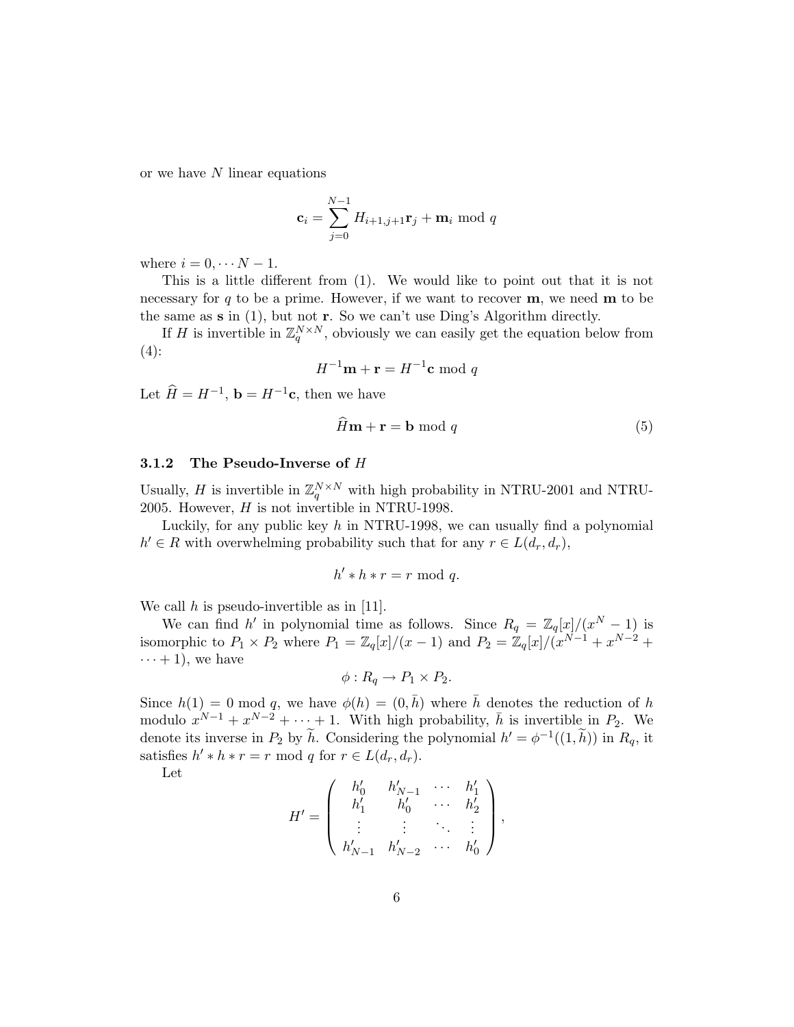or we have $N$ linear equations

$$\mathbf{c}_i = \sum_{j=0}^{N-1} H_{i+1,j+1}\mathbf{r}_j + \mathbf{m}_i \bmod q$$

where $i = 0, \cdots N-1$.

This is a little different from (1). We would like to point out that it is not necessary for $q$ to be a prime. However, if we want to recover $\mathbf{m}$, we need $\mathbf{m}$ to be the same as $\mathbf{s}$ in (1), but not $\mathbf{r}$. So we can't use Ding's Algorithm directly.

If $H$ is invertible in $\mathbb{Z}_q^{N\times N}$, obviously we can easily get the equation below from (4):

$$H^{-1}\mathbf{m} + \mathbf{r} = H^{-1}\mathbf{c} \bmod q$$

Let $\widehat{H} = H^{-1}$, $\mathbf{b} = H^{-1}\mathbf{c}$, then we have

$$\widehat{H}\mathbf{m} + \mathbf{r} = \mathbf{b} \bmod q \tag{5}$$

### 3.1.2 The Pseudo-Inverse of $H$

Usually, $H$ is invertible in $\mathbb{Z}_q^{N\times N}$ with high probability in NTRU-2001 and NTRU-2005. However, $H$ is not invertible in NTRU-1998.

Luckily, for any public key $h$ in NTRU-1998, we can usually find a polynomial $h' \in R$ with overwhelming probability such that for any $r \in L(d_r, d_r)$,

$$h' * h * r = r \bmod q.$$

We call $h$ is pseudo-invertible as in [11].

We can find $h'$ in polynomial time as follows. Since $R_q = \mathbb{Z}_q[x]/(x^N - 1)$ is isomorphic to $P_1 \times P_2$ where $P_1 = \mathbb{Z}_q[x]/(x-1)$ and $P_2 = \mathbb{Z}_q[x]/(x^{N-1} + x^{N-2} + \cdots + 1)$, we have

$$\phi : R_q \to P_1 \times P_2.$$

Since $h(1) = 0 \bmod q$, we have $\phi(h) = (0, \bar{h})$ where $\bar{h}$ denotes the reduction of $h$ modulo $x^{N-1} + x^{N-2} + \cdots + 1$. With high probability, $\bar{h}$ is invertible in $P_2$. We denote its inverse in $P_2$ by $\widetilde{h}$. Considering the polynomial $h' = \phi^{-1}((1, \widetilde{h}))$ in $R_q$, it satisfies $h' * h * r = r \bmod q$ for $r \in L(d_r, d_r)$.

Let

$$H' = \begin{pmatrix} h'_0 & h'_{N-1} & \cdots & h'_1 \\ h'_1 & h'_0 & \cdots & h'_2 \\ \vdots & \vdots & \ddots & \vdots \\ h'_{N-1} & h'_{N-2} & \cdots & h'_0 \end{pmatrix},$$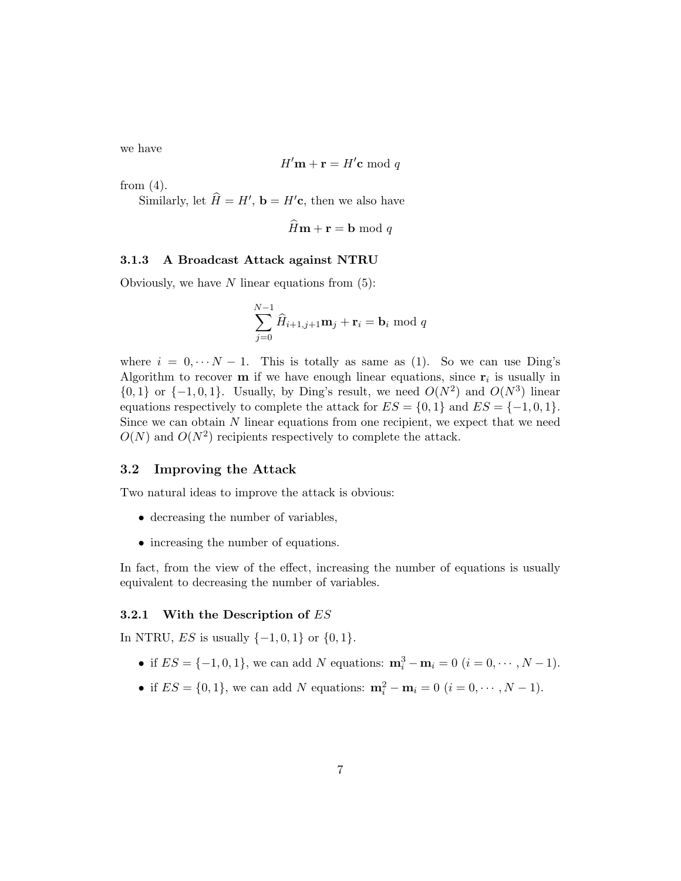we have

$$H'\mathbf{m} + \mathbf{r} = H'\mathbf{c} \bmod q$$

from (4).

Similarly, let $\widehat{H} = H'$, $\mathbf{b} = H'\mathbf{c}$, then we also have

$$\widehat{H}\mathbf{m} + \mathbf{r} = \mathbf{b} \bmod q$$

#### 3.1.3 A Broadcast Attack against NTRU

Obviously, we have $N$ linear equations from (5):

$$\sum_{j=0}^{N-1} \widehat{H}_{i+1,j+1}\mathbf{m}_j + \mathbf{r}_i = \mathbf{b}_i \bmod q$$

where $i = 0, \cdots N-1$. This is totally as same as (1). So we can use Ding's Algorithm to recover $\mathbf{m}$ if we have enough linear equations, since $\mathbf{r}_i$ is usually in $\{0,1\}$ or $\{-1,0,1\}$. Usually, by Ding's result, we need $O(N^2)$ and $O(N^3)$ linear equations respectively to complete the attack for $ES = \{0,1\}$ and $ES = \{-1,0,1\}$. Since we can obtain $N$ linear equations from one recipient, we expect that we need $O(N)$ and $O(N^2)$ recipients respectively to complete the attack.

### 3.2 Improving the Attack

Two natural ideas to improve the attack is obvious:

- decreasing the number of variables,
- increasing the number of equations.

In fact, from the view of the effect, increasing the number of equations is usually equivalent to decreasing the number of variables.

#### 3.2.1 With the Description of $ES$

In NTRU, $ES$ is usually $\{-1,0,1\}$ or $\{0,1\}$.

- if $ES = \{-1,0,1\}$, we can add $N$ equations: $\mathbf{m}_i^3 - \mathbf{m}_i = 0$ ($i = 0, \cdots, N-1$).
- if $ES = \{0,1\}$, we can add $N$ equations: $\mathbf{m}_i^2 - \mathbf{m}_i = 0$ ($i = 0, \cdots, N-1$).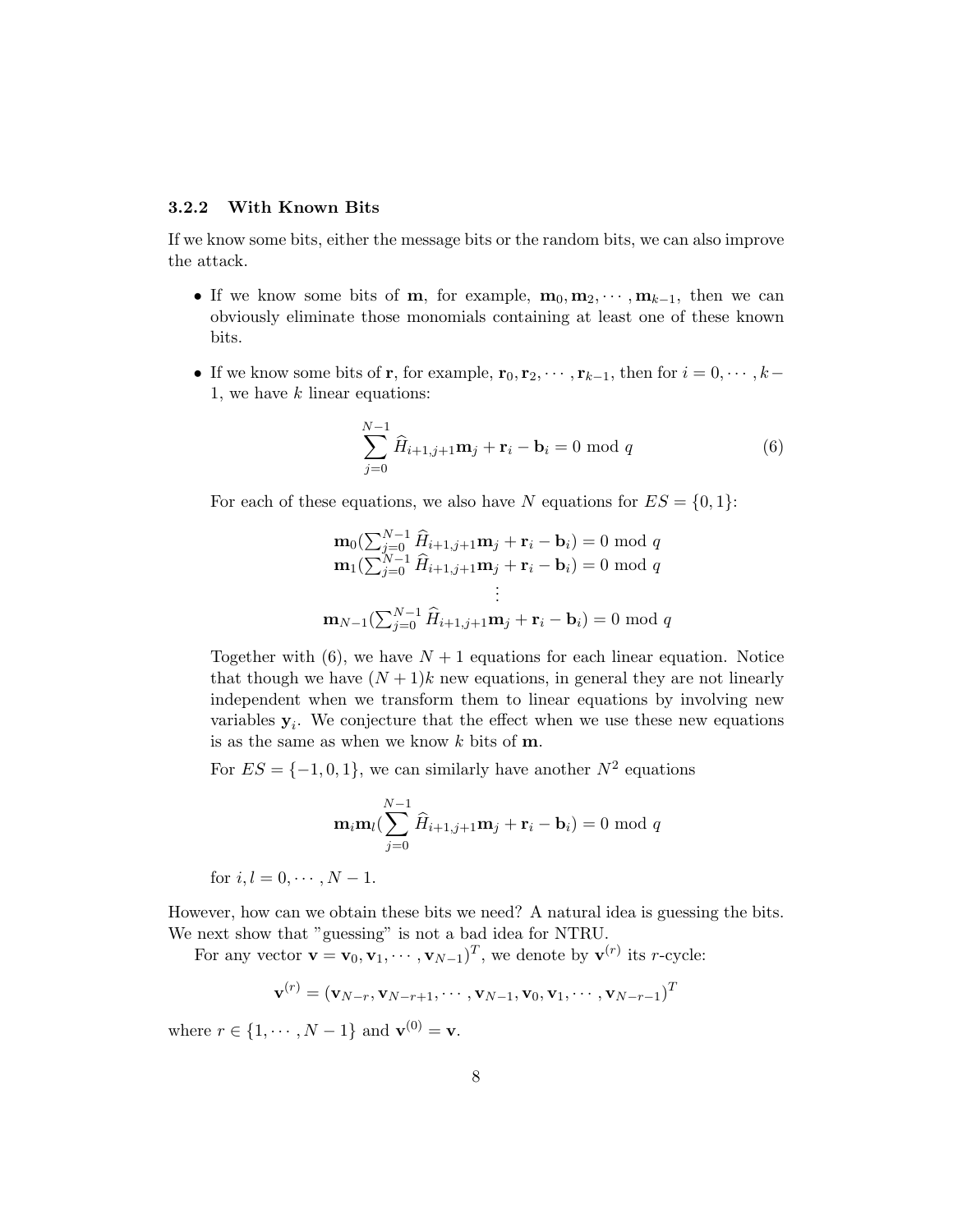### 3.2.2 With Known Bits

If we know some bits, either the message bits or the random bits, we can also improve the attack.

- If we know some bits of $\mathbf{m}$, for example, $\mathbf{m}_0, \mathbf{m}_2, \cdots, \mathbf{m}_{k-1}$, then we can obviously eliminate those monomials containing at least one of these known bits.
- If we know some bits of $\mathbf{r}$, for example, $\mathbf{r}_0, \mathbf{r}_2, \cdots, \mathbf{r}_{k-1}$, then for $i = 0, \cdots, k-1$, we have $k$ linear equations:

$$\sum_{j=0}^{N-1} \widehat{H}_{i+1,j+1}\mathbf{m}_j + \mathbf{r}_i - \mathbf{b}_i = 0 \bmod q \tag{6}$$

For each of these equations, we also have $N$ equations for $ES = \{0, 1\}$:

$$\begin{array}{c}
\mathbf{m}_0(\sum_{j=0}^{N-1} \widehat{H}_{i+1,j+1}\mathbf{m}_j + \mathbf{r}_i - \mathbf{b}_i) = 0 \bmod q \\
\mathbf{m}_1(\sum_{j=0}^{N-1} \widehat{H}_{i+1,j+1}\mathbf{m}_j + \mathbf{r}_i - \mathbf{b}_i) = 0 \bmod q \\
\vdots \\
\mathbf{m}_{N-1}(\sum_{j=0}^{N-1} \widehat{H}_{i+1,j+1}\mathbf{m}_j + \mathbf{r}_i - \mathbf{b}_i) = 0 \bmod q
\end{array}$$

Together with (6), we have $N+1$ equations for each linear equation. Notice that though we have $(N+1)k$ new equations, in general they are not linearly independent when we transform them to linear equations by involving new variables $\mathbf{y}_i$. We conjecture that the effect when we use these new equations is as the same as when we know $k$ bits of $\mathbf{m}$.

For $ES = \{-1, 0, 1\}$, we can similarly have another $N^2$ equations

$$\mathbf{m}_i\mathbf{m}_l(\sum_{j=0}^{N-1} \widehat{H}_{i+1,j+1}\mathbf{m}_j + \mathbf{r}_i - \mathbf{b}_i) = 0 \bmod q$$

for $i, l = 0, \cdots, N-1$.

However, how can we obtain these bits we need? A natural idea is guessing the bits. We next show that "guessing" is not a bad idea for NTRU.

For any vector $\mathbf{v} = \mathbf{v}_0, \mathbf{v}_1, \cdots, \mathbf{v}_{N-1})^T$, we denote by $\mathbf{v}^{(r)}$ its $r$-cycle:

$$\mathbf{v}^{(r)} = (\mathbf{v}_{N-r}, \mathbf{v}_{N-r+1}, \cdots, \mathbf{v}_{N-1}, \mathbf{v}_0, \mathbf{v}_1, \cdots, \mathbf{v}_{N-r-1})^T$$

where $r \in \{1, \cdots, N-1\}$ and $\mathbf{v}^{(0)} = \mathbf{v}$.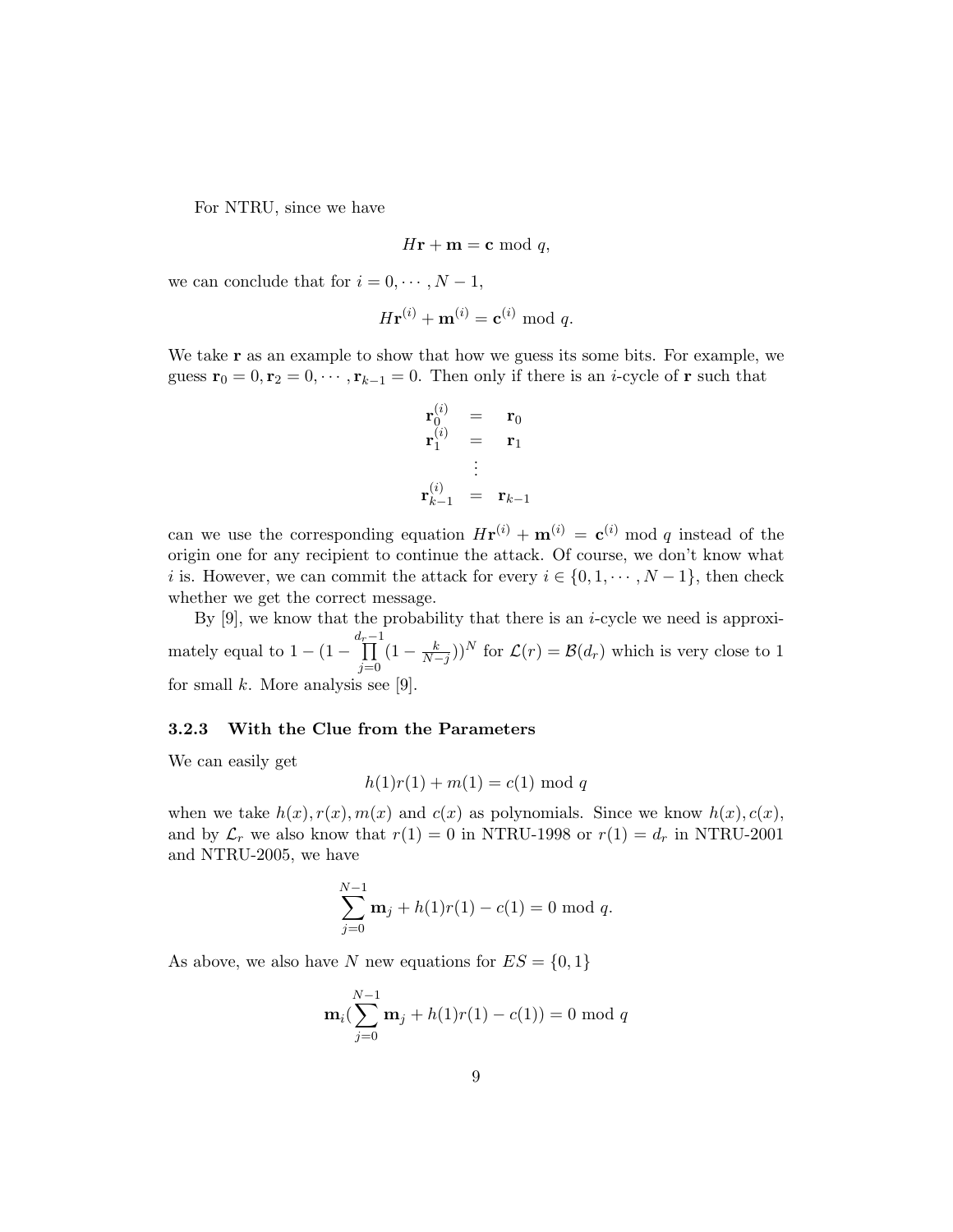For NTRU, since we have

$$H\mathbf{r} + \mathbf{m} = \mathbf{c} \bmod q,$$

we can conclude that for $i = 0, \cdots, N-1$,

$$H\mathbf{r}^{(i)} + \mathbf{m}^{(i)} = \mathbf{c}^{(i)} \bmod q.$$

We take $\mathbf{r}$ as an example to show that how we guess its some bits. For example, we guess $\mathbf{r}_0 = 0, \mathbf{r}_2 = 0, \cdots, \mathbf{r}_{k-1} = 0$. Then only if there is an $i$-cycle of $\mathbf{r}$ such that

$$\begin{array}{rcl} \mathbf{r}_0^{(i)} & = & \mathbf{r}_0 \\ \mathbf{r}_1^{(i)} & = & \mathbf{r}_1 \\ & \vdots & \\ \mathbf{r}_{k-1}^{(i)} & = & \mathbf{r}_{k-1} \end{array}$$

can we use the corresponding equation $H\mathbf{r}^{(i)} + \mathbf{m}^{(i)} = \mathbf{c}^{(i)} \bmod q$ instead of the origin one for any recipient to continue the attack. Of course, we don't know what $i$ is. However, we can commit the attack for every $i \in \{0, 1, \cdots, N-1\}$, then check whether we get the correct message.

By [9], we know that the probability that there is an $i$-cycle we need is approximately equal to $1 - (1 - \prod_{j=0}^{d_r-1}(1 - \frac{k}{N-j}))^N$ for $\mathcal{L}(r) = \mathcal{B}(d_r)$ which is very close to 1 for small $k$. More analysis see [9].

### 3.2.3 With the Clue from the Parameters

We can easily get

$$h(1)r(1) + m(1) = c(1) \bmod q$$

when we take $h(x), r(x), m(x)$ and $c(x)$ as polynomials. Since we know $h(x), c(x)$, and by $\mathcal{L}_r$ we also know that $r(1) = 0$ in NTRU-1998 or $r(1) = d_r$ in NTRU-2001 and NTRU-2005, we have

$$\sum_{j=0}^{N-1} \mathbf{m}_j + h(1)r(1) - c(1) = 0 \bmod q.$$

As above, we also have $N$ new equations for $ES = \{0, 1\}$

$$\mathbf{m}_i(\sum_{j=0}^{N-1} \mathbf{m}_j + h(1)r(1) - c(1)) = 0 \bmod q$$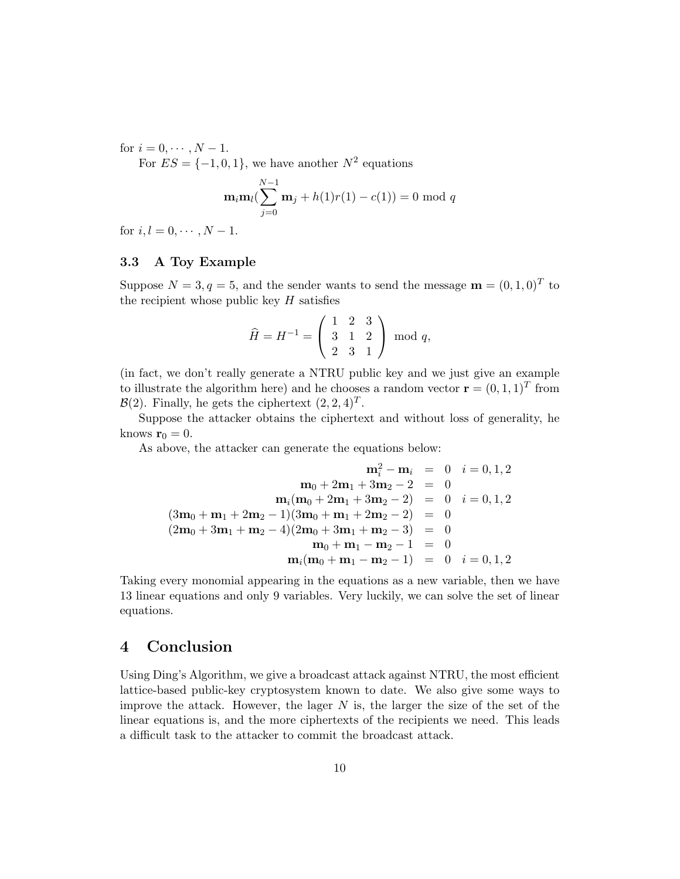for $i = 0, \cdots, N-1$.

For $ES = \{-1, 0, 1\}$, we have another $N^2$ equations

$$\mathbf{m}_i\mathbf{m}_l(\sum_{j=0}^{N-1}\mathbf{m}_j + h(1)r(1) - c(1)) = 0 \bmod q$$

for $i, l = 0, \cdots, N-1$.

### 3.3 A Toy Example

Suppose $N = 3, q = 5$, and the sender wants to send the message $\mathbf{m} = (0, 1, 0)^T$ to the recipient whose public key $H$ satisfies

$$\widehat{H} = H^{-1} = \begin{pmatrix} 1 & 2 & 3 \\ 3 & 1 & 2 \\ 2 & 3 & 1 \end{pmatrix} \bmod q,$$

(in fact, we don't really generate a NTRU public key and we just give an example to illustrate the algorithm here) and he chooses a random vector $\mathbf{r} = (0, 1, 1)^T$ from $\mathcal{B}(2)$. Finally, he gets the ciphertext $(2, 2, 4)^T$.

Suppose the attacker obtains the ciphertext and without loss of generality, he knows $\mathbf{r}_0 = 0$.

As above, the attacker can generate the equations below:

$$\begin{aligned}
\mathbf{m}_i^2 - \mathbf{m}_i &= 0 \quad i = 0, 1, 2 \\
\mathbf{m}_0 + 2\mathbf{m}_1 + 3\mathbf{m}_2 - 2 &= 0 \\
\mathbf{m}_i(\mathbf{m}_0 + 2\mathbf{m}_1 + 3\mathbf{m}_2 - 2) &= 0 \quad i = 0, 1, 2 \\
(3\mathbf{m}_0 + \mathbf{m}_1 + 2\mathbf{m}_2 - 1)(3\mathbf{m}_0 + \mathbf{m}_1 + 2\mathbf{m}_2 - 2) &= 0 \\
(2\mathbf{m}_0 + 3\mathbf{m}_1 + \mathbf{m}_2 - 4)(2\mathbf{m}_0 + 3\mathbf{m}_1 + \mathbf{m}_2 - 3) &= 0 \\
\mathbf{m}_0 + \mathbf{m}_1 - \mathbf{m}_2 - 1 &= 0 \\
\mathbf{m}_i(\mathbf{m}_0 + \mathbf{m}_1 - \mathbf{m}_2 - 1) &= 0 \quad i = 0, 1, 2
\end{aligned}$$

Taking every monomial appearing in the equations as a new variable, then we have 13 linear equations and only 9 variables. Very luckily, we can solve the set of linear equations.

## 4 Conclusion

Using Ding's Algorithm, we give a broadcast attack against NTRU, the most efficient lattice-based public-key cryptosystem known to date. We also give some ways to improve the attack. However, the lager $N$ is, the larger the size of the set of the linear equations is, and the more ciphertexts of the recipients we need. This leads a difficult task to the attacker to commit the broadcast attack.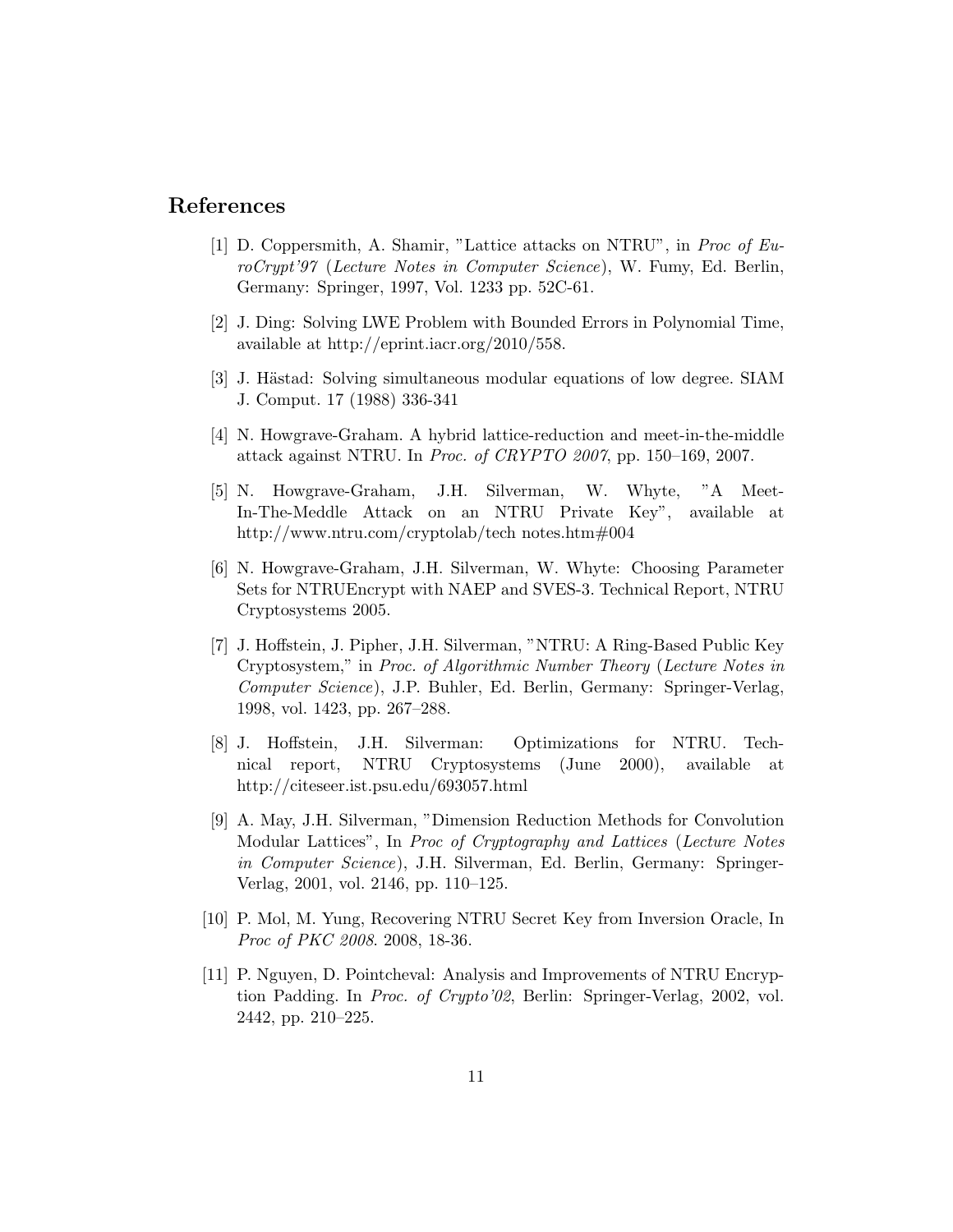## References

[1] D. Coppersmith, A. Shamir, "Lattice attacks on NTRU", in *Proc of EuroCrypt'97* (*Lecture Notes in Computer Science*), W. Fumy, Ed. Berlin, Germany: Springer, 1997, Vol. 1233 pp. 52C-61.

[2] J. Ding: Solving LWE Problem with Bounded Errors in Polynomial Time, available at http://eprint.iacr.org/2010/558.

[3] J. Hästad: Solving simultaneous modular equations of low degree. SIAM J. Comput. 17 (1988) 336-341

[4] N. Howgrave-Graham. A hybrid lattice-reduction and meet-in-the-middle attack against NTRU. In *Proc. of CRYPTO 2007*, pp. 150–169, 2007.

[5] N. Howgrave-Graham, J.H. Silverman, W. Whyte, "A Meet-In-The-Meddle Attack on an NTRU Private Key", available at http://www.ntru.com/cryptolab/tech notes.htm#004

[6] N. Howgrave-Graham, J.H. Silverman, W. Whyte: Choosing Parameter Sets for NTRUEncrypt with NAEP and SVES-3. Technical Report, NTRU Cryptosystems 2005.

[7] J. Hoffstein, J. Pipher, J.H. Silverman, "NTRU: A Ring-Based Public Key Cryptosystem," in *Proc. of Algorithmic Number Theory* (*Lecture Notes in Computer Science*), J.P. Buhler, Ed. Berlin, Germany: Springer-Verlag, 1998, vol. 1423, pp. 267–288.

[8] J. Hoffstein, J.H. Silverman: Optimizations for NTRU. Technical report, NTRU Cryptosystems (June 2000), available at http://citeseer.ist.psu.edu/693057.html

[9] A. May, J.H. Silverman, "Dimension Reduction Methods for Convolution Modular Lattices", In *Proc of Cryptography and Lattices* (*Lecture Notes in Computer Science*), J.H. Silverman, Ed. Berlin, Germany: Springer-Verlag, 2001, vol. 2146, pp. 110–125.

[10] P. Mol, M. Yung, Recovering NTRU Secret Key from Inversion Oracle, In *Proc of PKC 2008*. 2008, 18-36.

[11] P. Nguyen, D. Pointcheval: Analysis and Improvements of NTRU Encryption Padding. In *Proc. of Crypto'02*, Berlin: Springer-Verlag, 2002, vol. 2442, pp. 210–225.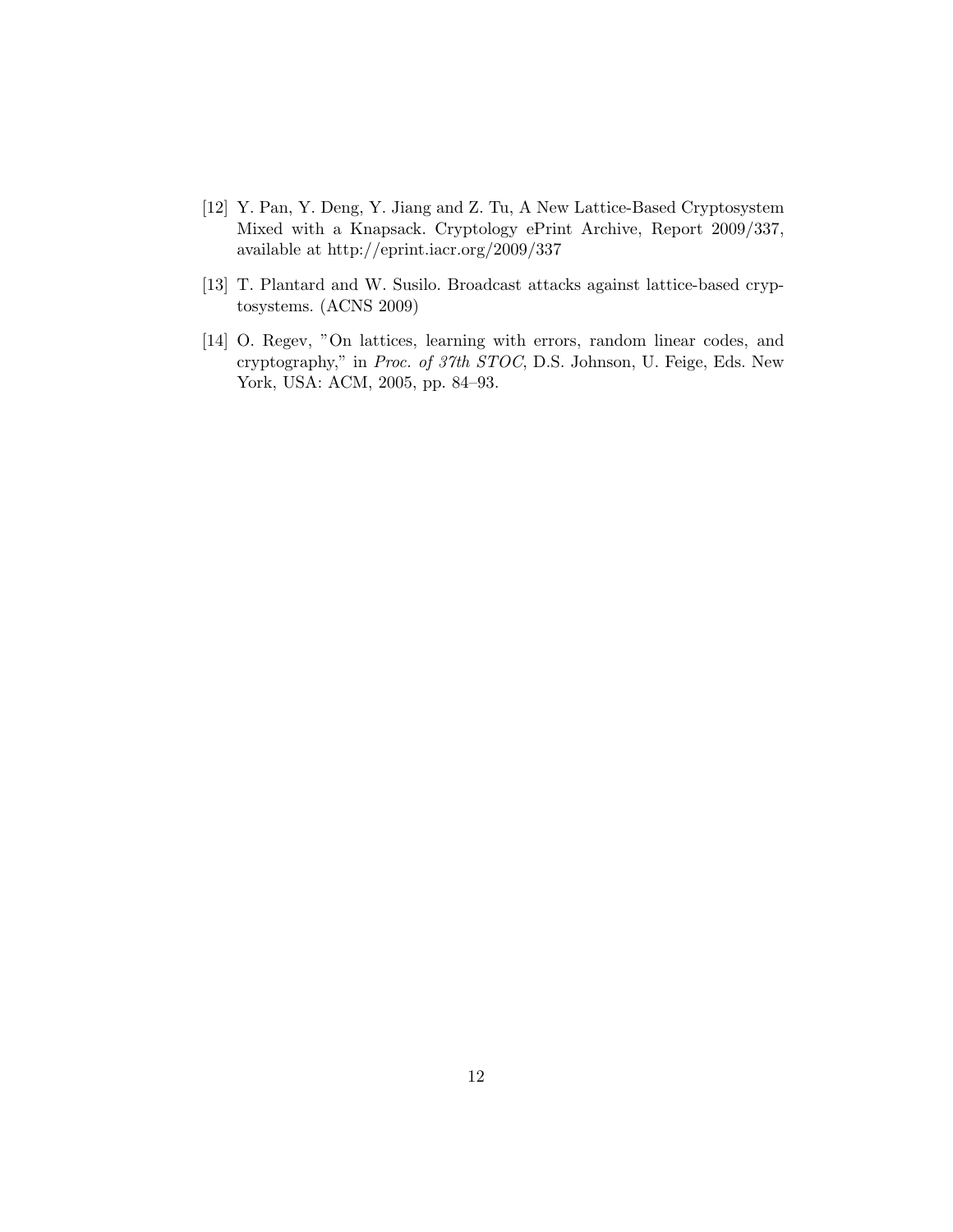[12] Y. Pan, Y. Deng, Y. Jiang and Z. Tu, A New Lattice-Based Cryptosystem Mixed with a Knapsack. Cryptology ePrint Archive, Report 2009/337, available at http://eprint.iacr.org/2009/337

[13] T. Plantard and W. Susilo. Broadcast attacks against lattice-based cryptosystems. (ACNS 2009)

[14] O. Regev, "On lattices, learning with errors, random linear codes, and cryptography," in *Proc. of 37th STOC*, D.S. Johnson, U. Feige, Eds. New York, USA: ACM, 2005, pp. 84–93.